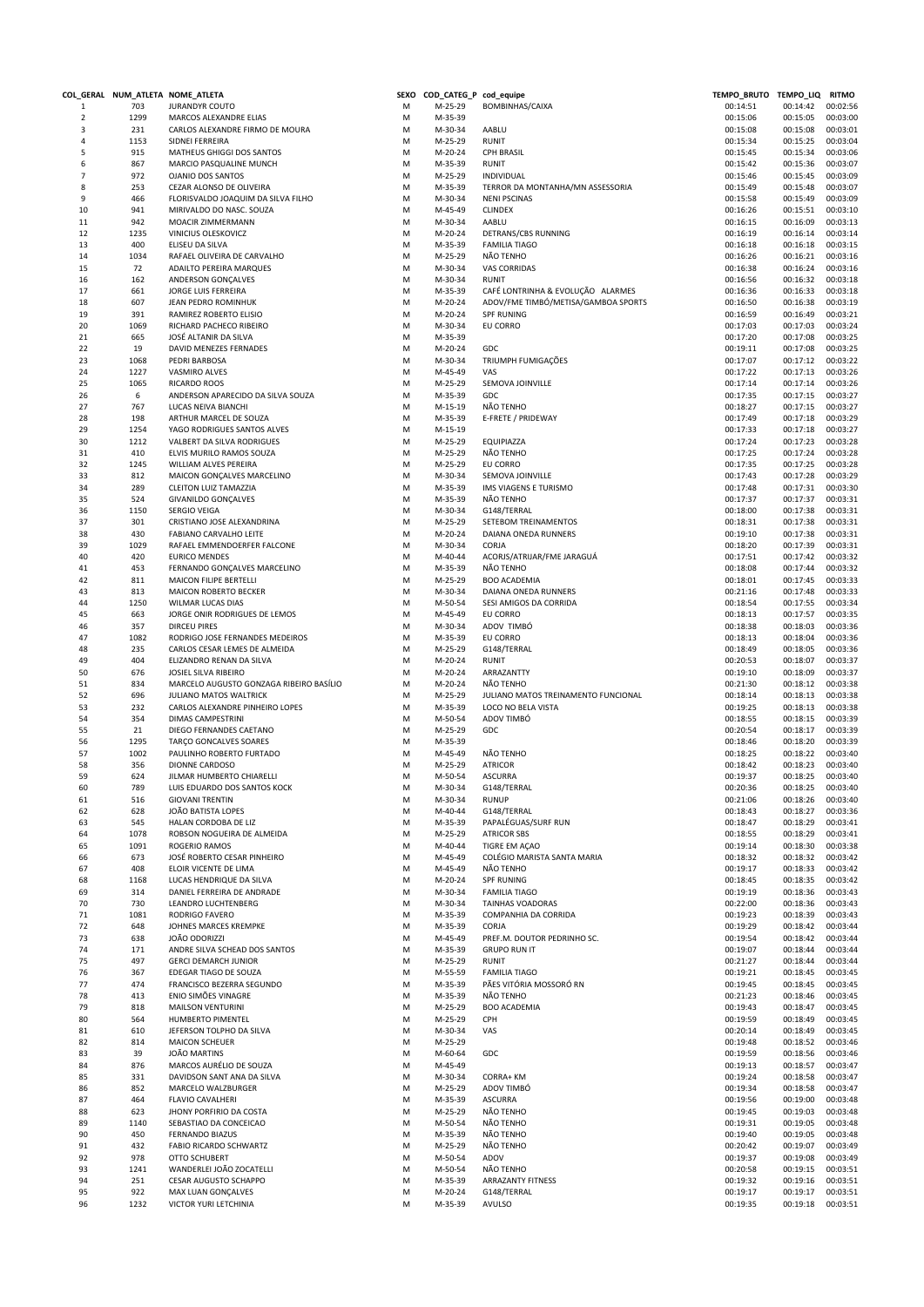| COL_GERAL | NUM_ATLETA | NOME_ATLETA | SEXO | COD_CATEG_P | cod_equipe | TEMPO_BRUTO | TEMPO_LIQ | RITMO |
|---|---|---|---|---|---|---|---|---|
| 1 | 703 | JURANDYR COUTO | M | M-25-29 | BOMBINHAS/CAIXA | 00:14:51 | 00:14:42 | 00:02:56 |
| 2 | 1299 | MARCOS ALEXANDRE ELIAS | M | M-35-39 | | 00:15:06 | 00:15:05 | 00:03:00 |
| 3 | 231 | CARLOS ALEXANDRE FIRMO DE MOURA | M | M-30-34 | AABLU | 00:15:08 | 00:15:08 | 00:03:01 |
| 4 | 1153 | SIDNEI FERREIRA | M | M-25-29 | RUNIT | 00:15:34 | 00:15:25 | 00:03:04 |
| 5 | 915 | MATHEUS GHIGGI DOS SANTOS | M | M-20-24 | CPH BRASIL | 00:15:45 | 00:15:34 | 00:03:06 |
| 6 | 867 | MARCIO PASQUALINE MUNCH | M | M-35-39 | RUNIT | 00:15:42 | 00:15:36 | 00:03:07 |
| 7 | 972 | OJANIO DOS SANTOS | M | M-25-29 | INDIVIDUAL | 00:15:46 | 00:15:45 | 00:03:09 |
| 8 | 253 | CEZAR ALONSO DE OLIVEIRA | M | M-35-39 | TERROR DA MONTANHA/MN ASSESSORIA | 00:15:49 | 00:15:48 | 00:03:07 |
| 9 | 466 | FLORISVALDO JOAQUIM DA SILVA FILHO | M | M-30-34 | NENI PSCINAS | 00:15:58 | 00:15:49 | 00:03:09 |
| 10 | 941 | MIRIVALDO DO NASC. SOUZA | M | M-45-49 | CLINDEX | 00:16:26 | 00:15:51 | 00:03:10 |
| 11 | 942 | MOACIR ZIMMERMANN | M | M-30-34 | AABLU | 00:16:15 | 00:16:09 | 00:03:13 |
| 12 | 1235 | VINICIUS OLESKOVICZ | M | M-20-24 | DETRANS/CBS RUNNING | 00:16:19 | 00:16:14 | 00:03:14 |
| 13 | 400 | ELISEU DA SILVA | M | M-35-39 | FAMILIA TIAGO | 00:16:18 | 00:16:18 | 00:03:15 |
| 14 | 1034 | RAFAEL OLIVEIRA DE CARVALHO | M | M-25-29 | NÃO TENHO | 00:16:26 | 00:16:21 | 00:03:16 |
| 15 | 72 | ADAILTO PEREIRA MARQUES | M | M-30-34 | VAS CORRIDAS | 00:16:38 | 00:16:24 | 00:03:16 |
| 16 | 162 | ANDERSON GONÇALVES | M | M-30-34 | RUNIT | 00:16:56 | 00:16:32 | 00:03:18 |
| 17 | 661 | JORGE LUIS FERREIRA | M | M-35-39 | CAFÉ LONTRINHA & EVOLUÇÃO ALARMES | 00:16:36 | 00:16:33 | 00:03:18 |
| 18 | 607 | JEAN PEDRO ROMINHUK | M | M-20-24 | ADOV/FME TIMBÓ/METISA/GAMBOA SPORTS | 00:16:50 | 00:16:38 | 00:03:19 |
| 19 | 391 | RAMIREZ ROBERTO ELISIO | M | M-20-24 | SPF RUNING | 00:16:59 | 00:16:49 | 00:03:21 |
| 20 | 1069 | RICHARD PACHECO RIBEIRO | M | M-30-34 | EU CORRO | 00:17:03 | 00:17:03 | 00:03:24 |
| 21 | 665 | JOSÉ ALTANIR DA SILVA | M | M-35-39 | | 00:17:20 | 00:17:08 | 00:03:25 |
| 22 | 19 | DAVID MENEZES FERNADES | M | M-20-24 | GDC | 00:19:11 | 00:17:08 | 00:03:25 |
| 23 | 1068 | PEDRI BARBOSA | M | M-30-34 | TRIUMPH FUMIGAÇÕES | 00:17:07 | 00:17:12 | 00:03:22 |
| 24 | 1227 | VASMIRO ALVES | M | M-45-49 | VAS | 00:17:22 | 00:17:13 | 00:03:26 |
| 25 | 1065 | RICARDO ROOS | M | M-25-29 | SEMOVA JOINVILLE | 00:17:14 | 00:17:14 | 00:03:26 |
| 26 | 6 | ANDERSON APARECIDO DA SILVA SOUZA | M | M-35-39 | GDC | 00:17:35 | 00:17:15 | 00:03:27 |
| 27 | 767 | LUCAS NEIVA BIANCHI | M | M-15-19 | NÃO TENHO | 00:18:27 | 00:17:15 | 00:03:27 |
| 28 | 198 | ARTHUR MARCEL DE SOUZA | M | M-35-39 | E-FRETE / PRIDEWAY | 00:17:49 | 00:17:18 | 00:03:29 |
| 29 | 1254 | YAGO RODRIGUES SANTOS ALVES | M | M-15-19 | | 00:17:33 | 00:17:18 | 00:03:27 |
| 30 | 1212 | VALBERT DA SILVA RODRIGUES | M | M-25-29 | EQUIPIAZZA | 00:17:24 | 00:17:23 | 00:03:28 |
| 31 | 410 | ELVIS MURILO RAMOS SOUZA | M | M-25-29 | NÃO TENHO | 00:17:25 | 00:17:24 | 00:03:28 |
| 32 | 1245 | WILLIAM ALVES PEREIRA | M | M-25-29 | EU CORRO | 00:17:35 | 00:17:25 | 00:03:28 |
| 33 | 812 | MAICON GONÇALVES MARCELINO | M | M-30-34 | SEMOVA JOINVILLE | 00:17:43 | 00:17:28 | 00:03:29 |
| 34 | 289 | CLEITON LUIZ TAMAZZIA | M | M-35-39 | IMS VIAGENS E TURISMO | 00:17:48 | 00:17:31 | 00:03:30 |
| 35 | 524 | GIVANILDO GONÇALVES | M | M-35-39 | NÃO TENHO | 00:17:37 | 00:17:37 | 00:03:31 |
| 36 | 1150 | SERGIO VEIGA | M | M-30-34 | G148/TERRAL | 00:18:00 | 00:17:38 | 00:03:31 |
| 37 | 301 | CRISTIANO JOSE ALEXANDRINA | M | M-25-29 | SETEBOM TREINAMENTOS | 00:18:31 | 00:17:38 | 00:03:31 |
| 38 | 430 | FABIANO CARVALHO LEITE | M | M-20-24 | DAIANA ONEDA RUNNERS | 00:19:10 | 00:17:38 | 00:03:31 |
| 39 | 1029 | RAFAEL EMMENDOERFER FALCONE | M | M-30-34 | CORJA | 00:18:20 | 00:17:39 | 00:03:31 |
| 40 | 420 | EURICO MENDES | M | M-40-44 | ACORJS/ATRIJAR/FME JARAGUÁ | 00:17:51 | 00:17:42 | 00:03:32 |
| 41 | 453 | FERNANDO GONÇALVES MARCELINO | M | M-35-39 | NÃO TENHO | 00:18:08 | 00:17:44 | 00:03:32 |
| 42 | 811 | MAICON FILIPE BERTELLI | M | M-25-29 | BOO ACADEMIA | 00:18:01 | 00:17:45 | 00:03:33 |
| 43 | 813 | MAICON ROBERTO BECKER | M | M-30-34 | DAIANA ONEDA RUNNERS | 00:21:16 | 00:17:48 | 00:03:33 |
| 44 | 1250 | WILMAR LUCAS DIAS | M | M-50-54 | SESI AMIGOS DA CORRIDA | 00:18:54 | 00:17:55 | 00:03:34 |
| 45 | 663 | JORGE ONIR RODRIGUES DE LEMOS | M | M-45-49 | EU CORRO | 00:18:13 | 00:17:57 | 00:03:35 |
| 46 | 357 | DIRCEU PIRES | M | M-30-34 | ADOV TIMBÓ | 00:18:38 | 00:18:03 | 00:03:36 |
| 47 | 1082 | RODRIGO JOSE FERNANDES MEDEIROS | M | M-35-39 | EU CORRO | 00:18:13 | 00:18:04 | 00:03:36 |
| 48 | 235 | CARLOS CESAR LEMES DE ALMEIDA | M | M-25-29 | G148/TERRAL | 00:18:49 | 00:18:05 | 00:03:36 |
| 49 | 404 | ELIZANDRO RENAN DA SILVA | M | M-20-24 | RUNIT | 00:20:53 | 00:18:07 | 00:03:37 |
| 50 | 676 | JOSIEL SILVA RIBEIRO | M | M-20-24 | ARRAZANTTY | 00:19:10 | 00:18:09 | 00:03:37 |
| 51 | 834 | MARCELO AUGUSTO GONZAGA RIBEIRO BASÍLIO | M | M-20-24 | NÃO TENHO | 00:21:30 | 00:18:12 | 00:03:38 |
| 52 | 696 | JULIANO MATOS WALTRICK | M | M-25-29 | JULIANO MATOS TREINAMENTO FUNCIONAL | 00:18:14 | 00:18:13 | 00:03:38 |
| 53 | 232 | CARLOS ALEXANDRE PINHEIRO LOPES | M | M-35-39 | LOCO NO BELA VISTA | 00:19:25 | 00:18:13 | 00:03:38 |
| 54 | 354 | DIMAS CAMPESTRINI | M | M-50-54 | ADOV TIMBÓ | 00:18:55 | 00:18:15 | 00:03:39 |
| 55 | 21 | DIEGO FERNANDES CAETANO | M | M-25-29 | GDC | 00:20:54 | 00:18:17 | 00:03:39 |
| 56 | 1295 | TARÇO GONCALVES SOARES | M | M-35-39 | | 00:18:46 | 00:18:20 | 00:03:39 |
| 57 | 1002 | PAULINHO ROBERTO FURTADO | M | M-45-49 | NÃO TENHO | 00:18:25 | 00:18:22 | 00:03:40 |
| 58 | 356 | DIONNE CARDOSO | M | M-25-29 | ATRICOR | 00:18:42 | 00:18:23 | 00:03:40 |
| 59 | 624 | JILMAR HUMBERTO CHIARELLI | M | M-50-54 | ASCURRA | 00:19:37 | 00:18:25 | 00:03:40 |
| 60 | 789 | LUIS EDUARDO DOS SANTOS KOCK | M | M-30-34 | G148/TERRAL | 00:20:36 | 00:18:25 | 00:03:40 |
| 61 | 516 | GIOVANI TRENTIN | M | M-30-34 | RUNUP | 00:21:06 | 00:18:26 | 00:03:40 |
| 62 | 628 | JOÃO BATISTA LOPES | M | M-40-44 | G148/TERRAL | 00:18:43 | 00:18:27 | 00:03:36 |
| 63 | 545 | HALAN CORDOBA DE LIZ | M | M-35-39 | PAPALÉGUAS/SURF RUN | 00:18:47 | 00:18:29 | 00:03:41 |
| 64 | 1078 | ROBSON NOGUEIRA DE ALMEIDA | M | M-25-29 | ATRICOR SBS | 00:18:55 | 00:18:29 | 00:03:41 |
| 65 | 1091 | ROGERIO RAMOS | M | M-40-44 | TIGRE EM AÇAO | 00:19:14 | 00:18:30 | 00:03:38 |
| 66 | 673 | JOSÉ ROBERTO CESAR PINHEIRO | M | M-45-49 | COLÉGIO MARISTA SANTA MARIA | 00:18:32 | 00:18:32 | 00:03:42 |
| 67 | 408 | ELOIR VICENTE DE LIMA | M | M-45-49 | NÃO TENHO | 00:19:17 | 00:18:33 | 00:03:42 |
| 68 | 1168 | LUCAS HENDRIQUE DA SILVA | M | M-20-24 | SPF RUNING | 00:18:45 | 00:18:35 | 00:03:42 |
| 69 | 314 | DANIEL FERREIRA DE ANDRADE | M | M-30-34 | FAMILIA TIAGO | 00:19:19 | 00:18:36 | 00:03:43 |
| 70 | 730 | LEANDRO LUCHTENBERG | M | M-30-34 | TAINHAS VOADORAS | 00:22:00 | 00:18:36 | 00:03:43 |
| 71 | 1081 | RODRIGO FAVERO | M | M-35-39 | COMPANHIA DA CORRIDA | 00:19:23 | 00:18:39 | 00:03:43 |
| 72 | 648 | JOHNES MARCES KREMPKE | M | M-35-39 | CORJA | 00:19:29 | 00:18:42 | 00:03:44 |
| 73 | 638 | JOÃO ODORIZZI | M | M-45-49 | PREF.M. DOUTOR PEDRINHO SC. | 00:19:54 | 00:18:42 | 00:03:44 |
| 74 | 171 | ANDRE SILVA SCHEAD DOS SANTOS | M | M-35-39 | GRUPO RUN IT | 00:19:07 | 00:18:44 | 00:03:44 |
| 75 | 497 | GERCI DEMARCH JUNIOR | M | M-25-29 | RUNIT | 00:21:27 | 00:18:44 | 00:03:44 |
| 76 | 367 | EDEGAR TIAGO DE SOUZA | M | M-55-59 | FAMILIA TIAGO | 00:19:21 | 00:18:45 | 00:03:45 |
| 77 | 474 | FRANCISCO BEZERRA SEGUNDO | M | M-35-39 | PÃES VITÓRIA MOSSORÓ RN | 00:19:45 | 00:18:45 | 00:03:45 |
| 78 | 413 | ENIO SIMÕES VINAGRE | M | M-35-39 | NÃO TENHO | 00:21:23 | 00:18:46 | 00:03:45 |
| 79 | 818 | MAILSON VENTURINI | M | M-25-29 | BOO ACADEMIA | 00:19:43 | 00:18:47 | 00:03:45 |
| 80 | 564 | HUMBERTO PIMENTEL | M | M-25-29 | CPH | 00:19:59 | 00:18:49 | 00:03:45 |
| 81 | 610 | JEFERSON TOLPHO DA SILVA | M | M-30-34 | VAS | 00:20:14 | 00:18:49 | 00:03:45 |
| 82 | 814 | MAICON SCHEUER | M | M-25-29 | | 00:19:48 | 00:18:52 | 00:03:46 |
| 83 | 39 | JOÃO MARTINS | M | M-60-64 | GDC | 00:19:59 | 00:18:56 | 00:03:46 |
| 84 | 876 | MARCOS AURÉLIO DE SOUZA | M | M-45-49 | | 00:19:13 | 00:18:57 | 00:03:47 |
| 85 | 331 | DAVIDSON SANT ANA DA SILVA | M | M-30-34 | CORRA+ KM | 00:19:24 | 00:18:58 | 00:03:47 |
| 86 | 852 | MARCELO WALZBURGER | M | M-25-29 | ADOV TIMBÓ | 00:19:34 | 00:18:58 | 00:03:47 |
| 87 | 464 | FLAVIO CAVALHERI | M | M-35-39 | ASCURRA | 00:19:56 | 00:19:00 | 00:03:48 |
| 88 | 623 | JHONY PORFIRIO DA COSTA | M | M-25-29 | NÃO TENHO | 00:19:45 | 00:19:03 | 00:03:48 |
| 89 | 1140 | SEBASTIAO DA CONCEICAO | M | M-50-54 | NÃO TENHO | 00:19:31 | 00:19:05 | 00:03:48 |
| 90 | 450 | FERNANDO BIAZUS | M | M-35-39 | NÃO TENHO | 00:19:40 | 00:19:05 | 00:03:48 |
| 91 | 432 | FABIO RICARDO SCHWARTZ | M | M-25-29 | NÃO TENHO | 00:20:42 | 00:19:07 | 00:03:49 |
| 92 | 978 | OTTO SCHUBERT | M | M-50-54 | ADOV | 00:19:37 | 00:19:08 | 00:03:49 |
| 93 | 1241 | WANDERLEI JOÃO ZOCATELLI | M | M-50-54 | NÃO TENHO | 00:20:58 | 00:19:15 | 00:03:51 |
| 94 | 251 | CESAR AUGUSTO SCHAPPO | M | M-35-39 | ARRAZANTY FITNESS | 00:19:32 | 00:19:16 | 00:03:51 |
| 95 | 922 | MAX LUAN GONÇALVES | M | M-20-24 | G148/TERRAL | 00:19:17 | 00:19:17 | 00:03:51 |
| 96 | 1232 | VICTOR YURI LETCHINIA | M | M-35-39 | AVULSO | 00:19:35 | 00:19:18 | 00:03:51 |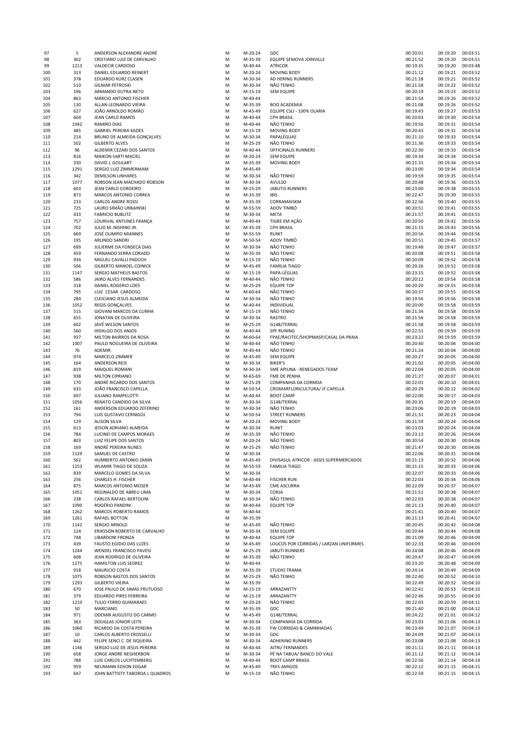| 97 | 5 | ANDERSON ALEXANDRE ANDRÉ | M | M-20-24 | GDC | 00:20:01 | 00:19:20 | 00:03:51 |
|---|---|---|---|---|---|---|---|---|
| 98 | 302 | CRISTIANO LUIZ DE CARVALHO | M | M-35-39 | EQUIPE SEMOVA JOINVILLE | 00:21:52 | 00:19:20 | 00:03:51 |
| 99 | 1213 | VALDECIR CARDOSO | M | M-40-44 | ATRICOR | 00:19:35 | 00:19:20 | 00:03:48 |
| 100 | 313 | DANIEL EDUARDO REINERT | M | M-20-24 | MOVING BODY | 00:21:12 | 00:19:21 | 00:03:52 |
| 101 | 378 | EDUARDO KURZ CLASEN | M | M-30-34 | AD HERING RUNNERS | 00:21:18 | 00:19:21 | 00:03:52 |
| 102 | 510 | GILMAR PETROSKI | M | M-30-34 | NÃO TENHO | 00:21:58 | 00:19:22 | 00:03:52 |
| 103 | 196 | ARMANDO DUTRA NETO | M | M-15-19 | SEM EQUIPE | 00:20:19 | 00:19:23 | 00:03:52 |
| 104 | 863 | MÁRCIO ANTONIO FISCHER | M | M-40-44 | | 00:21:54 | 00:19:26 | 00:03:52 |
| 105 | 130 | ALLAN LEONARDO VIEIRA | M | M-35-39 | BOO ACADEMIA | 00:21:08 | 00:19:26 | 00:03:52 |
| 106 | 627 | JOÃO ARNOLDO ROMÃO | M | M-45-49 | EQUIPE CSLI - 100% OLARIA | 00:19:43 | 00:19:27 | 00:03:53 |
| 107 | 604 | JEAN CARLO RAMOS | M | M-40-44 | CPH BRASIL | 00:20:03 | 00:19:30 | 00:03:54 |
| 108 | 1042 | RAMIRO DIAS | M | M-40-44 | NÃO TENHO | 00:19:56 | 00:19:31 | 00:03:54 |
| 109 | 485 | GABRIEL PEREIRA KADES | M | M-15-19 | MOVING BODY | 00:20:43 | 00:19:31 | 00:03:54 |
| 110 | 214 | BRUNO DE ALMEIDA GONÇALVES | M | M-30-34 | PAPALÉGUAS | 00:21:10 | 00:19:33 | 00:03:54 |
| 111 | 502 | GILBERTO ALVES | M | M-25-29 | NÃO TENHO | 00:21:36 | 00:19:33 | 00:03:54 |
| 112 | 96 | ALDEMIR CEZARI DOS SANTOS | M | M-40-44 | OFFICINALIS RUNNERS | 00:22:30 | 00:19:33 | 00:03:54 |
| 113 | 816 | MAIKON SARTI MACIEL | M | M-20-24 | SEM EQUIPE | 00:19:34 | 00:19:34 | 00:03:54 |
| 114 | 330 | DAVID J. GOULART | M | M-35-39 | MOVING BODY | 00:21:31 | 00:19:34 | 00:03:54 |
| 115 | 1291 | SERGIO LUIZ ZIMMERMAM | M | M-45-49 | | 00:23:00 | 00:19:34 | 00:03:54 |
| 116 | 342 | DEMILSON LINHARES | M | M-30-34 | NÃO TENHO | 00:19:59 | 00:19:35 | 00:03:54 |
| 117 | 1077 | ROBSON JEAN MACHADO ROBSON | M | M-30-34 | AVULSO | 00:20:48 | 00:19:36 | 00:03:55 |
| 118 | 603 | JEAN CARLO CORDEIRO | M | M-25-29 | JABUTIS RUNNERS | 00:23:00 | 00:19:38 | 00:03:55 |
| 119 | 873 | MARCOS ANTONIO CORREA | M | M-35-39 | IBIS | 00:22:47 | 00:19:39 | 00:03:55 |
| 120 | 233 | CARLOS ANDRE ROSSI | M | M-35-39 | CORRAMAISKM | 00:22:56 | 00:19:40 | 00:03:55 |
| 121 | 725 | LAURO SIMÃO URBAINSKI | M | M-55-59 | ADOV TIMBÓ | 00:20:51 | 00:19:41 | 00:03:55 |
| 122 | 433 | FABRICIO BUBLITZ | M | M-30-34 | META | 00:21:57 | 00:19:41 | 00:03:55 |
| 123 | 757 | LOURIVAL ANTUNES FRANÇA | M | M-40-44 | TIGRE EM AÇÃO | 00:20:50 | 00:19:42 | 00:03:56 |
| 124 | 702 | JULIO M. NISHINO JR. | M | M-35-39 | CPH BRASIL | 00:21:15 | 00:19:43 | 00:03:56 |
| 125 | 669 | JOSÉ OLIMPIO MIANNES | M | M-55-59 | RUNIT | 00:20:56 | 00:19:44 | 00:03:56 |
| 126 | 195 | ARLINDO SANDRI | M | M-50-54 | ADOV TIMBÓ | 00:20:51 | 00:19:45 | 00:03:57 |
| 127 | 699 | JULIERME DA FONSECA DIAS | M | M-30-34 | NÃO TENHO | 00:19:48 | 00:19:47 | 00:03:57 |
| 128 | 459 | FERNANDO SERRA CORADO | M | M-35-39 | NÃO TENHO | 00:20:08 | 00:19:51 | 00:03:58 |
| 129 | 934 | MIGUEL CAVALLI PADUCH | M | M-15-19 | NÃO TENHO | 00:20:09 | 00:19:52 | 00:03:58 |
| 130 | 506 | GILBERTO MANOEL COINICK | M | M-45-49 | FAMILIA TIAGO | 00:20:26 | 00:19:52 | 00:03:58 |
| 131 | 1147 | SERGIO MATHEUS BASTOS | M | M-15-19 | PAPA-LÉGUAS | 00:23:15 | 00:19:52 | 00:03:58 |
| 132 | 586 | JAIRO ALVES FERNANDES | M | M-40-44 | NÃO TENHO | 00:20:12 | 00:19:54 | 00:03:58 |
| 133 | 318 | DANIEL ROGERIO LOES | M | M-25-29 | EQUIPE TOP | 00:20:20 | 00:19:55 | 00:03:58 |
| 134 | 795 | LUIZ CESAR CARDOSO | M | M-60-64 | NÃO TENHO | 00:20:37 | 00:19:55 | 00:03:58 |
| 135 | 284 | CLEICIANO JESUS ALMEIDA | M | M-30-34 | NÃO TENHO | 00:19:56 | 00:19:56 | 00:03:58 |
| 136 | 1052 | REGIS GONÇALVES | M | M-40-44 | INDIVIDUAL | 00:20:00 | 00:19:58 | 00:03:59 |
| 137 | 515 | GIOVANI MARCOS DA CUNHA | M | M-15-19 | NÃO TENHO | 00:21:34 | 00:19:58 | 00:03:59 |
| 138 | 655 | JONATAN DE OLIVEIRA | M | M-30-34 | RASTRO | 00:21:56 | 00:19:58 | 00:03:59 |
| 139 | 602 | JAVÉ WILSON SANTOS | M | M-25-29 | G148/TERRAL | 00:21:58 | 00:19:58 | 00:03:59 |
| 140 | 560 | HIDALGO DOS ANJOS | M | M-40-44 | SPF RUNING | 00:22:51 | 00:19:59 | 00:03:59 |
| 141 | 937 | MILTON BAIRROS DA ROSA | M | M-60-64 | FPAE/RACITEC/SHOPMASP/CASAL DA PRAIA | 00:23:22 | 00:19:59 | 00:03:59 |
| 142 | 1007 | PAULO NOGUEIRA DE OLIVEIRA | M | M-40-44 | NÃO TENHO | 00:20:40 | 00:20:04 | 00:04:00 |
| 143 | 76 | ADEMIR | M | M-40-44 | NÃO TENHO | 00:21:24 | 00:20:04 | 00:04:00 |
| 144 | 974 | MARCELO ZIMMER | M | M-45-49 | SEM EQUIPE | 00:20:27 | 00:20:05 | 00:04:00 |
| 145 | 164 | ANDERSON REIS | M | M-30-34 | BIKER'S | 00:21:02 | 00:20:05 | 00:04:00 |
| 146 | 819 | MAIQUEL ROMANI | M | M-30-34 | SME APIUNA - RENEGADOS TEAM | 00:22:04 | 00:20:05 | 00:04:00 |
| 147 | 938 | MILTON CIPRIANO | M | M-65-69 | FME DE PENHA | 00:21:27 | 00:20:07 | 00:04:01 |
| 148 | 170 | ANDRÉ RICARDO DOS SANTOS | M | M-25-29 | COMPANHIA DA CORRIDA | 00:22:01 | 00:20:10 | 00:04:01 |
| 149 | 633 | JOÃO FRANCISCO CAPELLA | M | M-50-54 | CRISMARFLORICULTURA/ JF.CAPELLA | 00:20:29 | 00:20:12 | 00:04:02 |
| 150 | 697 | JULIANO RAMPELOTTI | M | M-40-44 | BOOT CAMP | 00:22:00 | 00:20:17 | 00:04:03 |
| 151 | 1056 | RENATO CANDIDO DA SILVA | M | M-30-34 | G148/TERRAL | 00:20:35 | 00:20:19 | 00:04:03 |
| 152 | 161 | ANDERSON EDUARDO ZEFERINO | M | M-30-34 | NÃO TENHO | 00:23:06 | 00:20:19 | 00:04:03 |
| 153 | 794 | LUIS GUSTAVO CERNIGOJ | M | M-50-54 | STREET RUNNERS | 00:21:31 | 00:20:23 | 00:04:04 |
| 154 | 129 | ALISON SILVA | M | M-20-24 | MOVING BODY | 00:21:59 | 00:20:24 | 00:04:04 |
| 155 | 613 | JEISON ADRIANO ALMEIDA | M | M-30-34 | RUNIT | 00:23:03 | 00:20:24 | 00:04:04 |
| 156 | 784 | LUCINEI DE CAMPOS MORAES | M | M-35-39 | NÃO TENHO | 00:23:13 | 00:20:26 | 00:04:04 |
| 157 | 803 | LUIZ FELIPE DOS SANTOS | M | M-20-24 | NÃO TENHO | 00:20:54 | 00:20:30 | 00:04:06 |
| 158 | 169 | ANDRÉ PEREIRA NUNES | M | M-25-29 | NÃO TENHO | 00:21:47 | 00:20:30 | 00:04:06 |
| 159 | 1129 | SAMUEL DE CASTRO | M | M-30-34 | | 00:22:06 | 00:20:31 | 00:04:06 |
| 160 | 562 | HUMBERTO ANTONIO ZANIN | M | M-45-49 | DIVISASUL ATRICOR - ASSIS SUPERMERCADOS | 00:21:13 | 00:20:32 | 00:04:06 |
| 161 | 1253 | WLAMIR TIAGO DE SOUZA | M | M-55-59 | FAMILIA TIAGO | 00:21:15 | 00:20:33 | 00:04:06 |
| 162 | 839 | MARCELO GOMES DA SILVA | M | M-30-34 | | 00:22:07 | 00:20:33 | 00:04:06 |
| 163 | 256 | CHARLES H. FISCHER | M | M-40-44 | FISCHER RUN | 00:22:03 | 00:20:34 | 00:04:06 |
| 164 | 875 | MARCOS ANTONIO MOSER | M | M-45-49 | CME ASCURRA | 00:22:09 | 00:20:37 | 00:04:07 |
| 165 | 1051 | REGINALDO DE ABREU LIMA | M | M-30-34 | CORJA | 00:21:51 | 00:20:38 | 00:04:07 |
| 166 | 238 | CARLOS RAFAEL BERTOLINI | M | M-30-34 | NÃO TENHO | 00:22:03 | 00:20:38 | 00:04:07 |
| 167 | 1090 | ROGÉRIO PANDINI | M | M-40-44 | EQUIPE TOP | 00:21:13 | 00:20:40 | 00:04:07 |
| 168 | 1262 | MARCOS ROBERTO RAMOS | M | M-40-44 | | 00:21:41 | 00:20:40 | 00:04:07 |
| 169 | 1261 | RAFAEL BOTTON | M | M-35-39 | | 00:21:13 | 00:20:41 | 00:04:07 |
| 170 | 1142 | SERGIO ARNOLD | M | M-45-49 | NÃO TENHO | 00:20:45 | 00:20:42 | 00:04:08 |
| 171 | 124 | ERIKSSON ROBERTO DE CARVALHO | M | M-30-34 | SEM EQUIPE | 00:20:44 | 00:20:44 | 00:04:08 |
| 172 | 748 | LIBARDONI FRONZA | M | M-40-44 | EQUIPE TOP | 00:21:09 | 00:20:46 | 00:04:09 |
| 173 | 439 | FAUSTO EGIDIO DAS LUZES | M | M-45-49 | LOUCOS POR CORRIDAS / LARZAN UNIFORMES | 00:22:33 | 00:20:46 | 00:04:09 |
| 174 | 1244 | WENDEL FRANCISCO PAVESI | M | M-25-29 | JABUTI RUNNERS | 00:24:08 | 00:20:46 | 00:04:09 |
| 175 | 608 | JEAN RODRIGO DE OLIVEIRA | M | M-35-39 | NÃO TENHO | 00:20:47 | 00:20:47 | 00:04:09 |
| 176 | 1275 | HAMILTON LUIS SEDREZ | M | M-40-44 | | 00:23:20 | 00:20:48 | 00:04:09 |
| 177 | 918 | MAURICIO COSTA | M | M-35-39 | STUDIO TRAMA | 00:24:14 | 00:20:49 | 00:04:09 |
| 178 | 1075 | ROBSON BASTOS DOS SANTOS | M | M-25-29 | NÃO TENHO | 00:22:40 | 00:20:52 | 00:04:10 |
| 179 | 1293 | GILBERTO VIEIRA | M | M-35-39 | | 00:22:49 | 00:20:52 | 00:04:10 |
| 180 | 670 | JOSE PAULO DE SIMAS FRUTUOSO | M | M-15-19 | ARRAZANTTY | 00:22:41 | 00:20:53 | 00:04:10 |
| 181 | 379 | EDUARDO PIRES FERREIRA | M | M-15-19 | ARRAZANTTY | 00:22:46 | 00:20:55 | 00:04:10 |
| 182 | 1210 | TULIO FERRO GUIMARAES | M | M-20-24 | NÃO TENHO | 00:22:03 | 00:20:59 | 00:04:11 |
| 183 | 50 | MARCIANO | M | M-35-39 | GDC | 00:21:40 | 00:21:00 | 00:04:12 |
| 184 | 971 | ODEMIR AUGUSTO DO CARMO | M | M-45-49 | G148/TERRAL | 00:24:22 | 00:21:01 | 00:04:12 |
| 185 | 363 | DOUGLAS JÚNIOR LEITE | M | M-30-34 | COMPANHIA DA CORRIDA | 00:23:03 | 00:21:06 | 00:04:13 |
| 186 | 1060 | RICARDO DA COSTA PEREIRA | M | M-35-39 | FW CORRIDAS & CAMINHADAS | 00:23:49 | 00:21:07 | 00:04:13 |
| 187 | 10 | CARLOS ALBERTO EROSSELLI | M | M-30-34 | GDC | 00:24:09 | 00:21:07 | 00:04:13 |
| 188 | 442 | FELIPE SENCI C. DE SIQUEIRA | M | M-30-34 | ADHERING RUNNERS | 00:23:08 | 00:21:08 | 00:04:13 |
| 189 | 1146 | SERGIO LUIZ DE JESUS PEREIRA | M | M-40-44 | AITRI/ FERNANDES | 00:21:11 | 00:21:11 | 00:04:13 |
| 190 | 658 | JORGE ANDRÉ NEGHERBON | M | M-30-34 | PÉ NA TABUA/ BANCO DO VALE | 00:21:12 | 00:21:12 | 00:04:14 |
| 191 | 788 | LUIS CARLOS LUCHTEMBERG | M | M-40-44 | BOOT CAMP BRASIL | 00:22:56 | 00:21:14 | 00:04:14 |
| 192 | 959 | NEUMANN EDSON EDGAR | M | M-45-49 | TRES AMIGOS | 00:22:12 | 00:21:15 | 00:04:15 |
| 193 | 647 | JOHN BATTISTY TABORDA L QUADROS | M | M-15-19 | NÃO TENHO | 00:22:59 | 00:21:15 | 00:04:15 |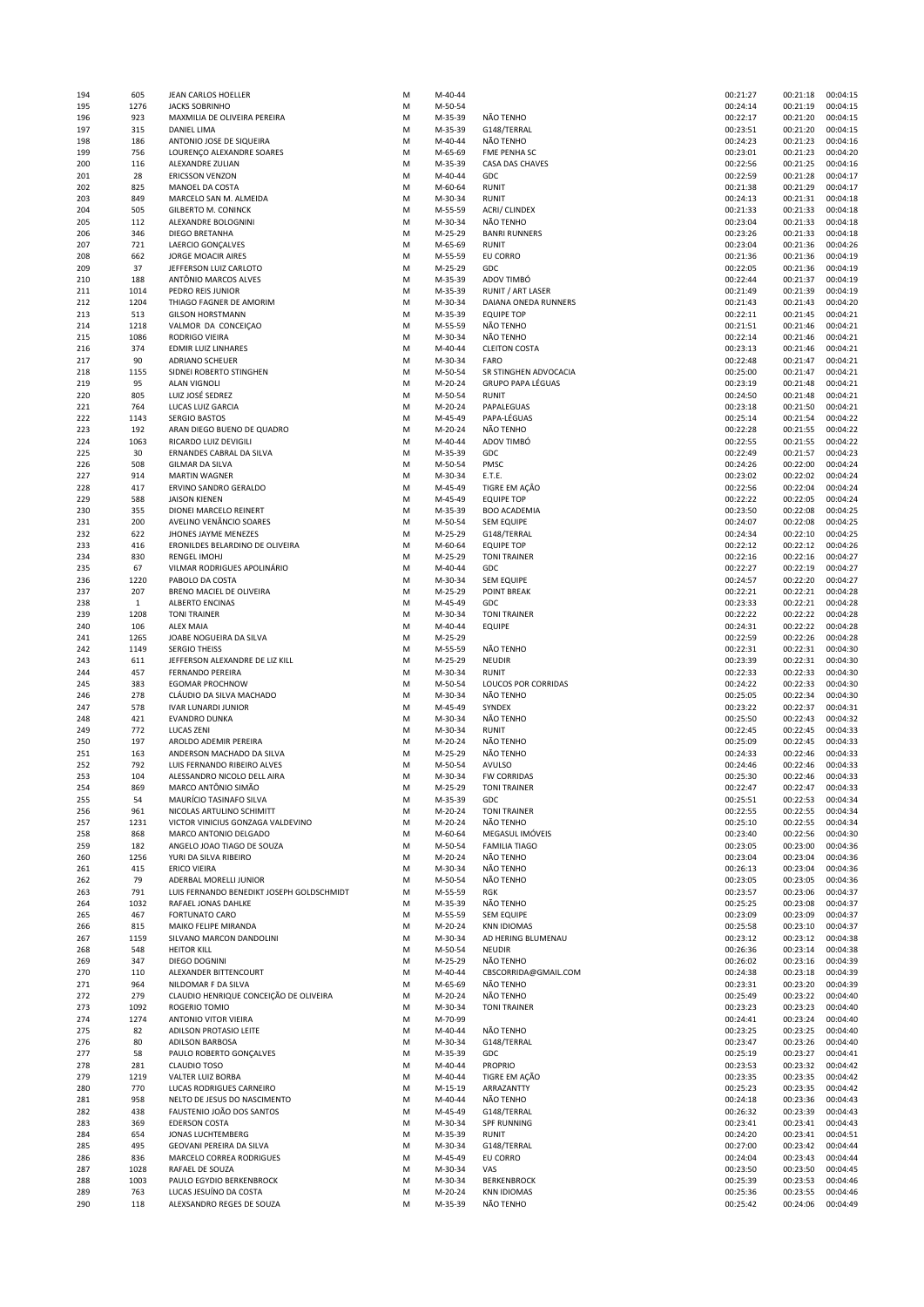| | | | | | | | | |
|---|---|---|---|---|---|---|---|---|
| 194 | 605 | JEAN CARLOS HOELLER | M | M-40-44 | | 00:21:27 | 00:21:18 | 00:04:15 |
| 195 | 1276 | JACKS SOBRINHO | M | M-50-54 | | 00:24:14 | 00:21:19 | 00:04:15 |
| 196 | 923 | MAXMILIA DE OLIVEIRA PEREIRA | M | M-35-39 | NÃO TENHO | 00:22:17 | 00:21:20 | 00:04:15 |
| 197 | 315 | DANIEL LIMA | M | M-35-39 | G148/TERRAL | 00:23:51 | 00:21:20 | 00:04:15 |
| 198 | 186 | ANTONIO JOSE DE SIQUEIRA | M | M-40-44 | NÃO TENHO | 00:24:23 | 00:21:23 | 00:04:16 |
| 199 | 756 | LOURENÇO ALEXANDRE SOARES | M | M-65-69 | FME PENHA SC | 00:23:01 | 00:21:23 | 00:04:20 |
| 200 | 116 | ALEXANDRE ZULIAN | M | M-35-39 | CASA DAS CHAVES | 00:22:56 | 00:21:25 | 00:04:16 |
| 201 | 28 | ERICSSON VENZON | M | M-40-44 | GDC | 00:22:59 | 00:21:28 | 00:04:17 |
| 202 | 825 | MANOEL DA COSTA | M | M-60-64 | RUNIT | 00:21:38 | 00:21:29 | 00:04:17 |
| 203 | 849 | MARCELO SAN M. ALMEIDA | M | M-30-34 | RUNIT | 00:24:13 | 00:21:31 | 00:04:18 |
| 204 | 505 | GILBERTO M. CONINCK | M | M-55-59 | ACRI/ CLINDEX | 00:21:33 | 00:21:33 | 00:04:18 |
| 205 | 112 | ALEXANDRE BOLOGNINI | M | M-30-34 | NÃO TENHO | 00:23:04 | 00:21:33 | 00:04:18 |
| 206 | 346 | DIEGO BRETANHA | M | M-25-29 | BANRI RUNNERS | 00:23:26 | 00:21:33 | 00:04:18 |
| 207 | 721 | LAERCIO GONÇALVES | M | M-65-69 | RUNIT | 00:23:04 | 00:21:36 | 00:04:26 |
| 208 | 662 | JORGE MOACIR AIRES | M | M-55-59 | EU CORRO | 00:21:36 | 00:21:36 | 00:04:19 |
| 209 | 37 | JEFFERSON LUIZ CARLOTO | M | M-25-29 | GDC | 00:22:05 | 00:21:36 | 00:04:19 |
| 210 | 188 | ANTÔNIO MARCOS ALVES | M | M-35-39 | ADOV TIMBÓ | 00:22:44 | 00:21:37 | 00:04:19 |
| 211 | 1014 | PEDRO REIS JUNIOR | M | M-35-39 | RUNIT / ART LASER | 00:21:49 | 00:21:39 | 00:04:19 |
| 212 | 1204 | THIAGO FAGNER DE AMORIM | M | M-30-34 | DAIANA ONEDA RUNNERS | 00:21:43 | 00:21:43 | 00:04:20 |
| 213 | 513 | GILSON HORSTMANN | M | M-35-39 | EQUIPE TOP | 00:22:11 | 00:21:45 | 00:04:21 |
| 214 | 1218 | VALMOR DA CONCEIÇAO | M | M-55-59 | NÃO TENHO | 00:21:51 | 00:21:46 | 00:04:21 |
| 215 | 1086 | RODRIGO VIEIRA | M | M-30-34 | NÃO TENHO | 00:22:14 | 00:21:46 | 00:04:21 |
| 216 | 374 | EDMIR LUIZ LINHARES | M | M-40-44 | CLEITON COSTA | 00:23:13 | 00:21:46 | 00:04:21 |
| 217 | 90 | ADRIANO SCHEUER | M | M-30-34 | FARO | 00:22:48 | 00:21:47 | 00:04:21 |
| 218 | 1155 | SIDNEI ROBERTO STINGHEN | M | M-50-54 | SR STINGHEN ADVOCACIA | 00:25:00 | 00:21:47 | 00:04:21 |
| 219 | 95 | ALAN VIGNOLI | M | M-20-24 | GRUPO PAPA LÉGUAS | 00:23:19 | 00:21:48 | 00:04:21 |
| 220 | 805 | LUIZ JOSÉ SEDREZ | M | M-50-54 | RUNIT | 00:24:50 | 00:21:48 | 00:04:21 |
| 221 | 764 | LUCAS LUIZ GARCIA | M | M-20-24 | PAPALEGUAS | 00:23:18 | 00:21:50 | 00:04:21 |
| 222 | 1143 | SERGIO BASTOS | M | M-45-49 | PAPA-LÉGUAS | 00:25:14 | 00:21:54 | 00:04:22 |
| 223 | 192 | ARAN DIEGO BUENO DE QUADRO | M | M-20-24 | NÃO TENHO | 00:22:28 | 00:21:55 | 00:04:22 |
| 224 | 1063 | RICARDO LUIZ DEVIGILI | M | M-40-44 | ADOV TIMBÓ | 00:22:55 | 00:21:55 | 00:04:22 |
| 225 | 30 | ERNANDES CABRAL DA SILVA | M | M-35-39 | GDC | 00:22:49 | 00:21:57 | 00:04:23 |
| 226 | 508 | GILMAR DA SILVA | M | M-50-54 | PMSC | 00:24:26 | 00:22:00 | 00:04:24 |
| 227 | 914 | MARTIN WAGNER | M | M-30-34 | E.T.E. | 00:23:02 | 00:22:02 | 00:04:24 |
| 228 | 417 | ERVINO SANDRO GERALDO | M | M-45-49 | TIGRE EM AÇÃO | 00:22:56 | 00:22:04 | 00:04:24 |
| 229 | 588 | JAISON KIENEN | M | M-45-49 | EQUIPE TOP | 00:22:22 | 00:22:05 | 00:04:24 |
| 230 | 355 | DIONEI MARCELO REINERT | M | M-35-39 | BOO ACADEMIA | 00:23:50 | 00:22:08 | 00:04:25 |
| 231 | 200 | AVELINO VENÂNCIO SOARES | M | M-50-54 | SEM EQUIPE | 00:24:07 | 00:22:08 | 00:04:25 |
| 232 | 622 | JHONES JAYME MENEZES | M | M-25-29 | G148/TERRAL | 00:24:34 | 00:22:10 | 00:04:25 |
| 233 | 416 | ERONILDES BELARDINO DE OLIVEIRA | M | M-60-64 | EQUIPE TOP | 00:22:12 | 00:22:12 | 00:04:26 |
| 234 | 830 | RENGEL IMOHJ | M | M-25-29 | TONI TRAINER | 00:22:16 | 00:22:16 | 00:04:27 |
| 235 | 67 | VILMAR RODRIGUES APOLINÁRIO | M | M-40-44 | GDC | 00:22:27 | 00:22:19 | 00:04:27 |
| 236 | 1220 | PABOLO DA COSTA | M | M-30-34 | SEM EQUIPE | 00:24:57 | 00:22:20 | 00:04:27 |
| 237 | 207 | BRENO MACIEL DE OLIVEIRA | M | M-25-29 | POINT BREAK | 00:22:21 | 00:22:21 | 00:04:28 |
| 238 | 1 | ALBERTO ENCINAS | M | M-45-49 | GDC | 00:23:33 | 00:22:21 | 00:04:28 |
| 239 | 1208 | TONI TRAINER | M | M-30-34 | TONI TRAINER | 00:22:22 | 00:22:22 | 00:04:28 |
| 240 | 106 | ALEX MAIA | M | M-40-44 | EQUIPE | 00:24:31 | 00:22:22 | 00:04:28 |
| 241 | 1265 | JOABE NOGUEIRA DA SILVA | M | M-25-29 | | 00:22:59 | 00:22:26 | 00:04:28 |
| 242 | 1149 | SERGIO THEISS | M | M-55-59 | NÃO TENHO | 00:22:31 | 00:22:31 | 00:04:30 |
| 243 | 611 | JEFFERSON ALEXANDRE DE LIZ KILL | M | M-25-29 | NEUDIR | 00:23:39 | 00:22:31 | 00:04:30 |
| 244 | 457 | FERNANDO PEREIRA | M | M-30-34 | RUNIT | 00:22:33 | 00:22:33 | 00:04:30 |
| 245 | 383 | EGOMAR PROCHNOW | M | M-50-54 | LOUCOS POR CORRIDAS | 00:24:22 | 00:22:33 | 00:04:30 |
| 246 | 278 | CLÁUDIO DA SILVA MACHADO | M | M-30-34 | NÃO TENHO | 00:25:05 | 00:22:34 | 00:04:30 |
| 247 | 578 | IVAR LUNARDI JUNIOR | M | M-45-49 | SYNDEX | 00:23:22 | 00:22:37 | 00:04:31 |
| 248 | 421 | EVANDRO DUNKA | M | M-30-34 | NÃO TENHO | 00:25:50 | 00:22:43 | 00:04:32 |
| 249 | 772 | LUCAS ZENI | M | M-30-34 | RUNIT | 00:22:45 | 00:22:45 | 00:04:33 |
| 250 | 197 | AROLDO ADEMIR PEREIRA | M | M-20-24 | NÃO TENHO | 00:25:09 | 00:22:45 | 00:04:33 |
| 251 | 163 | ANDERSON MACHADO DA SILVA | M | M-25-29 | NÃO TENHO | 00:24:33 | 00:22:46 | 00:04:33 |
| 252 | 792 | LUIS FERNANDO RIBEIRO ALVES | M | M-50-54 | AVULSO | 00:24:46 | 00:22:46 | 00:04:33 |
| 253 | 104 | ALESSANDRO NICOLO DELL AIRA | M | M-30-34 | FW CORRIDAS | 00:25:30 | 00:22:46 | 00:04:33 |
| 254 | 869 | MARCO ANTÔNIO SIMÃO | M | M-25-29 | TONI TRAINER | 00:22:47 | 00:22:47 | 00:04:33 |
| 255 | 54 | MAURÍCIO TASINAFO SILVA | M | M-35-39 | GDC | 00:25:51 | 00:22:53 | 00:04:34 |
| 256 | 961 | NICOLAS ARTULINO SCHIMITT | M | M-20-24 | TONI TRAINER | 00:22:55 | 00:22:55 | 00:04:34 |
| 257 | 1231 | VICTOR VINICIUS GONZAGA VALDEVINO | M | M-20-24 | NÃO TENHO | 00:25:10 | 00:22:55 | 00:04:34 |
| 258 | 868 | MARCO ANTONIO DELGADO | M | M-60-64 | MEGASUL IMÓVEIS | 00:23:40 | 00:22:56 | 00:04:30 |
| 259 | 182 | ANGELO JOAO TIAGO DE SOUZA | M | M-50-54 | FAMILIA TIAGO | 00:23:05 | 00:23:00 | 00:04:36 |
| 260 | 1256 | YURI DA SILVA RIBEIRO | M | M-20-24 | NÃO TENHO | 00:23:04 | 00:23:04 | 00:04:36 |
| 261 | 415 | ERICO VIEIRA | M | M-30-34 | NÃO TENHO | 00:26:13 | 00:23:04 | 00:04:36 |
| 262 | 79 | ADERBAL MORELLI JUNIOR | M | M-50-54 | NÃO TENHO | 00:23:05 | 00:23:05 | 00:04:36 |
| 263 | 791 | LUIS FERNANDO BENEDIKT JOSEPH GOLDSCHMIDT | M | M-55-59 | RGK | 00:23:57 | 00:23:06 | 00:04:37 |
| 264 | 1032 | RAFAEL JONAS DAHLKE | M | M-35-39 | NÃO TENHO | 00:25:25 | 00:23:08 | 00:04:37 |
| 265 | 467 | FORTUNATO CARO | M | M-55-59 | SEM EQUIPE | 00:23:09 | 00:23:09 | 00:04:37 |
| 266 | 815 | MAIKO FELIPE MIRANDA | M | M-20-24 | KNN IDIOMAS | 00:25:58 | 00:23:10 | 00:04:37 |
| 267 | 1159 | SILVANO MARCON DANDOLINI | M | M-30-34 | AD HERING BLUMENAU | 00:23:12 | 00:23:12 | 00:04:38 |
| 268 | 548 | HEITOR KILL | M | M-50-54 | NEUDIR | 00:26:36 | 00:23:14 | 00:04:38 |
| 269 | 347 | DIEGO DOGNINI | M | M-25-29 | NÃO TENHO | 00:26:02 | 00:23:16 | 00:04:39 |
| 270 | 110 | ALEXANDER BITTENCOURT | M | M-40-44 | CBSCORRIDA@GMAIL.COM | 00:24:38 | 00:23:18 | 00:04:39 |
| 271 | 964 | NILDOMAR F DA SILVA | M | M-65-69 | NÃO TENHO | 00:23:31 | 00:23:20 | 00:04:39 |
| 272 | 279 | CLAUDIO HENRIQUE CONCEIÇÃO DE OLIVEIRA | M | M-20-24 | NÃO TENHO | 00:25:49 | 00:23:22 | 00:04:40 |
| 273 | 1092 | ROGERIO TOMIO | M | M-30-34 | TONI TRAINER | 00:23:23 | 00:23:23 | 00:04:40 |
| 274 | 1274 | ANTONIO VITOR VIEIRA | M | M-70-99 | | 00:24:41 | 00:23:24 | 00:04:40 |
| 275 | 82 | ADILSON PROTASIO LEITE | M | M-40-44 | NÃO TENHO | 00:23:25 | 00:23:25 | 00:04:40 |
| 276 | 80 | ADILSON BARBOSA | M | M-30-34 | G148/TERRAL | 00:23:47 | 00:23:26 | 00:04:40 |
| 277 | 58 | PAULO ROBERTO GONÇALVES | M | M-35-39 | GDC | 00:25:19 | 00:23:27 | 00:04:41 |
| 278 | 281 | CLAUDIO TOSO | M | M-40-44 | PROPRIO | 00:23:53 | 00:23:32 | 00:04:42 |
| 279 | 1219 | VALTER LUIZ BORBA | M | M-40-44 | TIGRE EM AÇÃO | 00:23:35 | 00:23:35 | 00:04:42 |
| 280 | 770 | LUCAS RODRIGUES CARNEIRO | M | M-15-19 | ARRAZANTTY | 00:25:23 | 00:23:35 | 00:04:42 |
| 281 | 958 | NELTO DE JESUS DO NASCIMENTO | M | M-40-44 | NÃO TENHO | 00:24:18 | 00:23:36 | 00:04:43 |
| 282 | 438 | FAUSTENIO JOÃO DOS SANTOS | M | M-45-49 | G148/TERRAL | 00:26:32 | 00:23:39 | 00:04:43 |
| 283 | 369 | EDERSON COSTA | M | M-30-34 | SPF RUNNING | 00:23:41 | 00:23:41 | 00:04:43 |
| 284 | 654 | JONAS LUCHTEMBERG | M | M-35-39 | RUNIT | 00:24:20 | 00:23:41 | 00:04:51 |
| 285 | 495 | GEOVANI PEREIRA DA SILVA | M | M-30-34 | G148/TERRAL | 00:27:00 | 00:23:42 | 00:04:44 |
| 286 | 836 | MARCELO CORREA RODRIGUES | M | M-45-49 | EU CORRO | 00:24:04 | 00:23:43 | 00:04:44 |
| 287 | 1028 | RAFAEL DE SOUZA | M | M-30-34 | VAS | 00:23:50 | 00:23:50 | 00:04:45 |
| 288 | 1003 | PAULO EGYDIO BERKENBROCK | M | M-30-34 | BERKENBROCK | 00:25:39 | 00:23:53 | 00:04:46 |
| 289 | 763 | LUCAS JESUÍNO DA COSTA | M | M-20-24 | KNN IDIOMAS | 00:25:36 | 00:23:55 | 00:04:46 |
| 290 | 118 | ALEXSANDRO REGES DE SOUZA | M | M-35-39 | NÃO TENHO | 00:25:42 | 00:24:06 | 00:04:49 |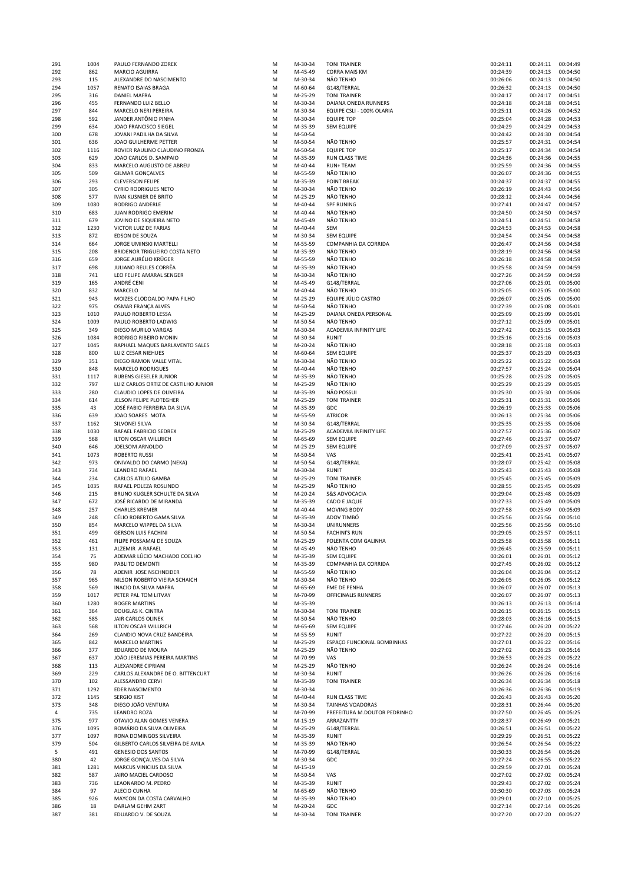| | | | | | | | | |
|---|---|---|---|---|---|---|---|---|
| 291 | 1004 | PAULO FERNANDO ZOREK | M | M-30-34 | TONI TRAINER | 00:24:11 | 00:24:11 | 00:04:49 |
| 292 | 862 | MARCIO AGUIRRA | M | M-45-49 | CORRA MAIS KM | 00:24:39 | 00:24:13 | 00:04:50 |
| 293 | 115 | ALEXANDRE DO NASCIMENTO | M | M-30-34 | NÃO TENHO | 00:26:06 | 00:24:13 | 00:04:50 |
| 294 | 1057 | RENATO ISAIAS BRAGA | M | M-60-64 | G148/TERRAL | 00:26:32 | 00:24:13 | 00:04:50 |
| 295 | 316 | DANIEL MAFRA | M | M-25-29 | TONI TRAINER | 00:24:17 | 00:24:17 | 00:04:51 |
| 296 | 455 | FERNANDO LUIZ BELLO | M | M-30-34 | DAIANA ONEDA RUNNERS | 00:24:18 | 00:24:18 | 00:04:51 |
| 297 | 844 | MARCELO NERI PEREIRA | M | M-30-34 | EQUIPE CSLI - 100% OLARIA | 00:25:11 | 00:24:26 | 00:04:52 |
| 298 | 592 | JANDER ANTÔNIO PINHA | M | M-30-34 | EQUIPE TOP | 00:25:04 | 00:24:28 | 00:04:53 |
| 299 | 634 | JOAO FRANCISCO SIEGEL | M | M-35-39 | SEM EQUIPE | 00:24:29 | 00:24:29 | 00:04:53 |
| 300 | 678 | JOVANI PADILHA DA SILVA | M | M-50-54 | | 00:24:42 | 00:24:30 | 00:04:54 |
| 301 | 636 | JOAO GUILHERME PETTER | M | M-50-54 | NÃO TENHO | 00:25:57 | 00:24:31 | 00:04:54 |
| 302 | 1116 | ROVIER RAULINO CLAUDINO FRONZA | M | M-50-54 | EQUIPE TOP | 00:25:17 | 00:24:34 | 00:04:54 |
| 303 | 629 | JOAO CARLOS D. SAMPAIO | M | M-35-39 | RUN CLASS TIME | 00:24:36 | 00:24:36 | 00:04:55 |
| 304 | 833 | MARCELO AUGUSTO DE ABREU | M | M-40-44 | RUN+ TEAM | 00:25:59 | 00:24:36 | 00:04:55 |
| 305 | 509 | GILMAR GONÇALVES | M | M-55-59 | NÃO TENHO | 00:26:07 | 00:24:36 | 00:04:55 |
| 306 | 293 | CLEVERSON FELIPE | M | M-35-39 | POINT BREAK | 00:24:37 | 00:24:37 | 00:04:55 |
| 307 | 305 | CYRIO RODRIGUES NETO | M | M-30-34 | NÃO TENHO | 00:26:19 | 00:24:43 | 00:04:56 |
| 308 | 577 | IVAN KUSNIER DE BRITO | M | M-25-29 | NÃO TENHO | 00:28:12 | 00:24:44 | 00:04:56 |
| 309 | 1080 | RODRIGO ANDERLE | M | M-40-44 | SPF RUNING | 00:27:41 | 00:24:47 | 00:04:57 |
| 310 | 683 | JUAN RODRIGO EMERIM | M | M-40-44 | NÃO TENHO | 00:24:50 | 00:24:50 | 00:04:57 |
| 311 | 679 | JOVINO DE SIQUEIRA NETO | M | M-45-49 | NÃO TENHO | 00:24:51 | 00:24:51 | 00:04:58 |
| 312 | 1230 | VICTOR LUIZ DE FARIAS | M | M-40-44 | SEM | 00:24:53 | 00:24:53 | 00:04:58 |
| 313 | 872 | EDSON DE SOUZA | M | M-30-34 | SEM EQUIPE | 00:24:54 | 00:24:54 | 00:04:58 |
| 314 | 664 | JORGE UMINSKI MARTELLI | M | M-55-59 | COMPANHIA DA CORRIDA | 00:26:47 | 00:24:56 | 00:04:58 |
| 315 | 208 | BRIDENOR TRIGUEIRO COSTA NETO | M | M-35-39 | NÃO TENHO | 00:28:19 | 00:24:56 | 00:04:58 |
| 316 | 659 | JORGE AURÉLIO KRÜGER | M | M-55-59 | NÃO TENHO | 00:26:18 | 00:24:58 | 00:04:59 |
| 317 | 698 | JULIANO REULES CORRÊA | M | M-35-39 | NÃO TENHO | 00:25:58 | 00:24:59 | 00:04:59 |
| 318 | 741 | LEO FELIPE AMARAL SENGER | M | M-30-34 | NÃO TENHO | 00:27:26 | 00:24:59 | 00:04:59 |
| 319 | 165 | ANDRÉ CENI | M | M-45-49 | G148/TERRAL | 00:27:06 | 00:25:01 | 00:05:00 |
| 320 | 832 | MARCELO | M | M-40-44 | NÃO TENHO | 00:25:05 | 00:25:05 | 00:05:00 |
| 321 | 943 | MOIZES CLODOALDO PAPA FILHO | M | M-25-29 | EQUIPE JÚLIO CASTRO | 00:26:07 | 00:25:05 | 00:05:00 |
| 322 | 975 | OSMAR FRANÇA ALVES | M | M-50-54 | NÃO TENHO | 00:27:39 | 00:25:08 | 00:05:01 |
| 323 | 1010 | PAULO ROBERTO LESSA | M | M-25-29 | DAIANA ONEDA PERSONAL | 00:25:09 | 00:25:09 | 00:05:01 |
| 324 | 1009 | PAULO ROBERTO LADWIG | M | M-50-54 | NÃO TENHO | 00:27:12 | 00:25:09 | 00:05:01 |
| 325 | 349 | DIEGO MURILO VARGAS | M | M-30-34 | ACADEMIA INFINITY LIFE | 00:27:42 | 00:25:15 | 00:05:03 |
| 326 | 1084 | RODRIGO RIBEIRO MONIN | M | M-30-34 | RUNIT | 00:25:16 | 00:25:16 | 00:05:03 |
| 327 | 1045 | RAPHAEL MAQUES BARLAVENTO SALES | M | M-20-24 | NÃO TENHO | 00:28:18 | 00:25:18 | 00:05:03 |
| 328 | 800 | LUIZ CESAR NIEHUES | M | M-60-64 | SEM EQUIPE | 00:25:37 | 00:25:20 | 00:05:03 |
| 329 | 351 | DIEGO RAMON VALLE VITAL | M | M-30-34 | NÃO TENHO | 00:25:22 | 00:25:22 | 00:05:04 |
| 330 | 848 | MARCELO RODRIGUES | M | M-40-44 | NÃO TENHO | 00:27:57 | 00:25:24 | 00:05:04 |
| 331 | 1117 | RUBENS GIESELER JUNIOR | M | M-35-39 | NÃO TENHO | 00:25:28 | 00:25:28 | 00:05:05 |
| 332 | 797 | LUIZ CARLOS ORTIZ DE CASTILHO JUNIOR | M | M-25-29 | NÃO TENHO | 00:25:29 | 00:25:29 | 00:05:05 |
| 333 | 280 | CLAUDIO LOPES DE OLIVEIRA | M | M-35-39 | NÃO POSSUI | 00:25:30 | 00:25:30 | 00:05:06 |
| 334 | 614 | JELSON FELIPE PLOTEGHER | M | M-25-29 | TONI TRAINER | 00:25:31 | 00:25:31 | 00:05:06 |
| 335 | 43 | JOSÉ FABIO FERREIRA DA SILVA | M | M-35-39 | GDC | 00:26:19 | 00:25:33 | 00:05:06 |
| 336 | 639 | JOAO SOARES MOTA | M | M-55-59 | ATRICOR | 00:26:13 | 00:25:34 | 00:05:06 |
| 337 | 1162 | SILVONEI SILVA | M | M-30-34 | G148/TERRAL | 00:25:35 | 00:25:35 | 00:05:06 |
| 338 | 1030 | RAFAEL FABRICIO SEDREX | M | M-25-29 | ACADEMIA INFINITY LIFE | 00:27:57 | 00:25:36 | 00:05:07 |
| 339 | 568 | ILTON OSCAR WILLRICH | M | M-65-69 | SEM EQUIPE | 00:27:46 | 00:25:37 | 00:05:07 |
| 340 | 646 | JOELSOM ARNOLDO | M | M-25-29 | SEM EQUIPE | 00:27:09 | 00:25:37 | 00:05:07 |
| 341 | 1073 | ROBERTO RUSSI | M | M-50-54 | VAS | 00:25:41 | 00:25:41 | 00:05:07 |
| 342 | 973 | ONIVALDO DO CARMO (NEKA) | M | M-50-54 | G148/TERRAL | 00:28:07 | 00:25:42 | 00:05:08 |
| 343 | 734 | LEANDRO RAFAEL | M | M-30-34 | RUNIT | 00:25:43 | 00:25:43 | 00:05:08 |
| 344 | 234 | CARLOS ATILIO GAMBA | M | M-25-29 | TONI TRAINER | 00:25:45 | 00:25:45 | 00:05:09 |
| 345 | 1035 | RAFAEL POLEZA ROSLINDO | M | M-25-29 | NÃO TENHO | 00:28:55 | 00:25:45 | 00:05:09 |
| 346 | 215 | BRUNO KUGLER SCHULTE DA SILVA | M | M-20-24 | S&S ADVOCACIA | 00:29:04 | 00:25:48 | 00:05:09 |
| 347 | 672 | JOSÉ RICARDO DE MIRANDA | M | M-35-39 | CADO E JAQUE | 00:27:33 | 00:25:49 | 00:05:09 |
| 348 | 257 | CHARLES KREMER | M | M-40-44 | MOVING BODY | 00:27:58 | 00:25:49 | 00:05:09 |
| 349 | 248 | CÉLIO ROBERTO GAMA SILVA | M | M-35-39 | ADOV TIMBÓ | 00:25:56 | 00:25:56 | 00:05:10 |
| 350 | 854 | MARCELO WIPPEL DA SILVA | M | M-30-34 | UNIRUNNERS | 00:25:56 | 00:25:56 | 00:05:10 |
| 351 | 499 | GERSON LUIS FACHINI | M | M-50-54 | FACHINI'S RUN | 00:29:05 | 00:25:57 | 00:05:11 |
| 352 | 461 | FILIPE POSSAMAI DE SOUZA | M | M-25-29 | POLENTA COM GALINHA | 00:25:58 | 00:25:58 | 00:05:11 |
| 353 | 131 | ALZEMIR A RAFAEL | M | M-45-49 | NÃO TENHO | 00:26:45 | 00:25:59 | 00:05:11 |
| 354 | 75 | ADEMAR LÚCIO MACHADO COELHO | M | M-35-39 | SEM EQUIPE | 00:26:01 | 00:26:01 | 00:05:12 |
| 355 | 980 | PABLITO DEMONTI | M | M-35-39 | COMPANHIA DA CORRIDA | 00:27:45 | 00:26:02 | 00:05:12 |
| 356 | 78 | ADENIR JOSE NSCHNEIDER | M | M-55-59 | NÃO TENHO | 00:26:04 | 00:26:04 | 00:05:12 |
| 357 | 965 | NILSON ROBERTO VIEIRA SCHAICH | M | M-30-34 | NÃO TENHO | 00:26:05 | 00:26:05 | 00:05:12 |
| 358 | 569 | INACIO DA SILVA MAFRA | M | M-65-69 | FME DE PENHA | 00:26:07 | 00:26:07 | 00:05:13 |
| 359 | 1017 | PETER PAL TOM LITVAY | M | M-70-99 | OFFICINALIS RUNNERS | 00:26:07 | 00:26:07 | 00:05:13 |
| 360 | 1280 | ROGER MARTINS | M | M-35-39 | | 00:26:13 | 00:26:13 | 00:05:14 |
| 361 | 364 | DOUGLAS K. CINTRA | M | M-30-34 | TONI TRAINER | 00:26:15 | 00:26:15 | 00:05:15 |
| 362 | 585 | JAIR CARLOS OLINEK | M | M-50-54 | NÃO TENHO | 00:28:03 | 00:26:16 | 00:05:15 |
| 363 | 568 | ILTON OSCAR WILLRICH | M | M-65-69 | SEM EQUIPE | 00:27:46 | 00:26:20 | 00:05:22 |
| 364 | 269 | CLANDIO NOVA CRUZ BANDEIRA | M | M-55-59 | RUNIT | 00:27:22 | 00:26:20 | 00:05:15 |
| 365 | 842 | MARCELO MARTINS | M | M-25-29 | ESPAÇO FUNCIONAL BOMBINHAS | 00:27:01 | 00:26:22 | 00:05:16 |
| 366 | 377 | EDUARDO DE MOURA | M | M-25-29 | NÃO TENHO | 00:27:02 | 00:26:23 | 00:05:16 |
| 367 | 637 | JOÃO JEREMIAS PEREIRA MARTINS | M | M-70-99 | VAS | 00:26:53 | 00:26:23 | 00:05:22 |
| 368 | 113 | ALEXANDRE CIPRIANI | M | M-25-29 | NÃO TENHO | 00:26:24 | 00:26:24 | 00:05:16 |
| 369 | 229 | CARLOS ALEXANDRE DE O. BITTENCURT | M | M-30-34 | RUNIT | 00:26:26 | 00:26:26 | 00:05:16 |
| 370 | 102 | ALESSANDRO CERVI | M | M-35-39 | TONI TRAINER | 00:26:34 | 00:26:34 | 00:05:18 |
| 371 | 1292 | EDER NASCIMENTO | M | M-30-34 | | 00:26:36 | 00:26:36 | 00:05:19 |
| 372 | 1145 | SERGIO KIST | M | M-40-44 | RUN CLASS TIME | 00:26:43 | 00:26:43 | 00:05:20 |
| 373 | 348 | DIEGO JOÃO VENTURA | M | M-30-34 | TAINHAS VOADORAS | 00:28:31 | 00:26:44 | 00:05:20 |
| 4 | 735 | LEANDRO ROZA | M | M-70-99 | PREFEITURA M.DOUTOR PEDRINHO | 00:27:50 | 00:26:45 | 00:05:25 |
| 375 | 977 | OTAVIO ALAN GOMES VENERA | M | M-15-19 | ARRAZANTTY | 00:28:37 | 00:26:49 | 00:05:21 |
| 376 | 1095 | ROMÁRIO DA SILVA OLIVEIRA | M | M-25-29 | G148/TERRAL | 00:26:51 | 00:26:51 | 00:05:22 |
| 377 | 1097 | RONA DOMINGOS SILVEIRA | M | M-35-39 | RUNIT | 00:29:29 | 00:26:51 | 00:05:22 |
| 379 | 504 | GILBERTO CARLOS SILVEIRA DE AVILA | M | M-35-39 | NÃO TENHO | 00:26:54 | 00:26:54 | 00:05:22 |
| 5 | 491 | GENESIO DOS SANTOS | M | M-70-99 | G148/TERRAL | 00:30:33 | 00:26:54 | 00:05:26 |
| 380 | 42 | JORGE GONÇALVES DA SILVA | M | M-30-34 | GDC | 00:27:24 | 00:26:55 | 00:05:22 |
| 381 | 1281 | MARCUS VINICIUS DA SILVA | M | M-15-19 | | 00:29:59 | 00:27:01 | 00:05:24 |
| 382 | 587 | JAIRO MACIEL CARDOSO | M | M-50-54 | VAS | 00:27:02 | 00:27:02 | 00:05:24 |
| 383 | 736 | LEAONARDO M. PEDRO | M | M-35-39 | RUNIT | 00:29:43 | 00:27:02 | 00:05:24 |
| 384 | 97 | ALECIO CUNHA | M | M-65-69 | NÃO TENHO | 00:30:30 | 00:27:03 | 00:05:24 |
| 385 | 926 | MAYCON DA COSTA CARVALHO | M | M-35-39 | NÃO TENHO | 00:29:01 | 00:27:10 | 00:05:25 |
| 386 | 18 | DARLAM GEHM ZART | M | M-20-24 | GDC | 00:27:14 | 00:27:14 | 00:05:26 |
| 387 | 381 | EDUARDO V. DE SOUZA | M | M-30-34 | TONI TRAINER | 00:27:20 | 00:27:20 | 00:05:27 |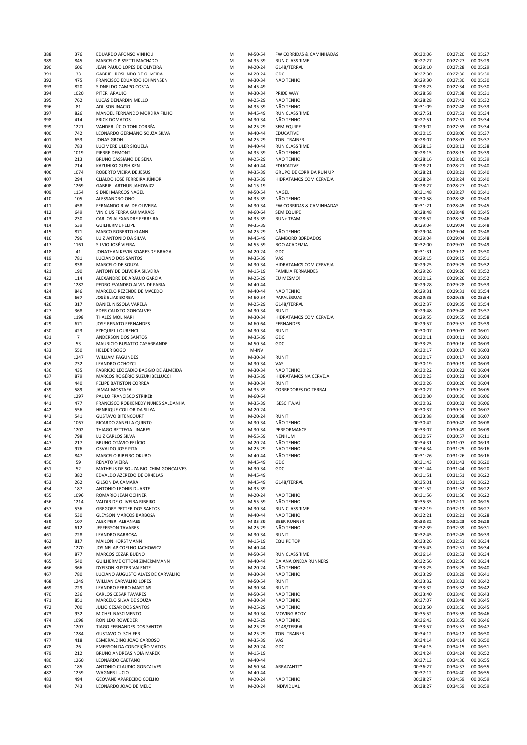| | | | | | | | | |
|---|---|---|---|---|---|---|---|---|
| 388 | 376 | EDUARDO AFONSO VINHOLI | M | M-50-54 | FW CORRIDAS & CAMINHADAS | 00:30:06 | 00:27:20 | 00:05:27 |
| 389 | 845 | MARCELO PISSETTI MACHADO | M | M-35-39 | RUN CLASS TIME | 00:27:27 | 00:27:27 | 00:05:29 |
| 390 | 606 | JEAN PAULO LOPES DE OLIVEIRA | M | M-20-24 | G148/TERRAL | 00:29:10 | 00:27:28 | 00:05:29 |
| 391 | 33 | GABRIEL ROSLINDO DE OLIVEIRA | M | M-20-24 | GDC | 00:27:30 | 00:27:30 | 00:05:30 |
| 392 | 475 | FRANCISCO EDUARDO JOHANNSEN | M | M-30-34 | NÃO TENHO | 00:29:30 | 00:27:30 | 00:05:30 |
| 393 | 820 | SIDNEI DO CAMPO COSTA | M | M-45-49 | | 00:28:23 | 00:27:34 | 00:05:30 |
| 394 | 1020 | PITER ARAUJO | M | M-30-34 | PRIDE WAY | 00:28:58 | 00:27:38 | 00:05:31 |
| 395 | 762 | LUCAS DENARDIN MELLO | M | M-25-29 | NÃO TENHO | 00:28:28 | 00:27:42 | 00:05:32 |
| 396 | 81 | ADILSON INACIO | M | M-35-39 | NÃO TENHO | 00:31:09 | 00:27:48 | 00:05:33 |
| 397 | 826 | MANOEL FERNANDO MOREIRA FILHO | M | M-45-49 | RUN CLASS TIME | 00:27:51 | 00:27:51 | 00:05:34 |
| 398 | 414 | ERICK DOMATOS | M | M-30-34 | NÃO TENHO | 00:27:51 | 00:27:51 | 00:05:34 |
| 399 | 1221 | VANDERLÚCIO TONI CORRÊA | M | M-25-29 | SEM EQUIPE | 00:29:02 | 00:27:55 | 00:05:34 |
| 400 | 742 | LEONARDO GERMANO SOUZA SILVA | M | M-40-44 | EDUCATIVE | 00:30:15 | 00:28:06 | 00:05:37 |
| 401 | 653 | JONAS GROH | M | M-25-29 | TONI TRAINER | 00:28:07 | 00:28:07 | 00:05:37 |
| 402 | 783 | LUCIMERE ULER SIQUELA | M | M-40-44 | RUN CLASS TIME | 00:28:13 | 00:28:13 | 00:05:38 |
| 403 | 1019 | PIERRE DEMONTI | M | M-35-39 | NÃO TENHO | 00:28:15 | 00:28:15 | 00:05:39 |
| 404 | 213 | BRUNO CASSIANO DE SENA | M | M-25-29 | NÃO TENHO | 00:28:16 | 00:28:16 | 00:05:39 |
| 405 | 714 | KAZUHIKO GUSHIKEN | M | M-40-44 | EDUCATIVE | 00:28:21 | 00:28:21 | 00:05:40 |
| 406 | 1074 | ROBERTO VIEIRA DE JESUS | M | M-35-39 | GRUPO DE CORRIDA RUN UP | 00:28:21 | 00:28:21 | 00:05:40 |
| 407 | 294 | CLIALDO JOSÉ FERREIRA JÚNIOR | M | M-35-39 | HIDRATAMOS COM CERVEJA | 00:28:24 | 00:28:24 | 00:05:40 |
| 408 | 1269 | GABRIEL ARTHUR JAHOWICZ | M | M-15-19 | | 00:28:27 | 00:28:27 | 00:05:41 |
| 409 | 1154 | SIDNEI MARCOS NAGEL | M | M-50-54 | NAGEL | 00:31:48 | 00:28:27 | 00:05:41 |
| 410 | 105 | ALESSANDRO ONO | M | M-35-39 | NÃO TENHO | 00:30:58 | 00:28:38 | 00:05:43 |
| 411 | 458 | FERNANDO R.W. DE OLIVEIRA | M | M-30-34 | FW CORRIDAS & CAMINHADAS | 00:31:21 | 00:28:45 | 00:05:45 |
| 412 | 649 | VINICIUS FERRA GUIMARÃES | M | M-60-64 | SEM EQUIPE | 00:28:48 | 00:28:48 | 00:05:45 |
| 413 | 230 | CARLOS ALEXANDRE FERREIRA | M | M-35-39 | RUN+ TEAM | 00:28:52 | 00:28:52 | 00:05:46 |
| 414 | 539 | GUILHERME FELIPE | M | M-35-39 | | 00:29:04 | 00:29:04 | 00:05:48 |
| 415 | 871 | MARCO ROBERTO KLANN | M | M-25-29 | NÃO TENHO | 00:29:04 | 00:29:04 | 00:05:48 |
| 416 | 796 | LUIZ ANTONIO DA SILVA | M | M-45-49 | CAMBORD BORDADOS | 00:29:04 | 00:29:04 | 00:05:48 |
| 417 | 1161 | SILVIO JOSÉ VIEIRA | M | M-55-59 | BOO ACADEMIA | 00:32:00 | 00:29:07 | 00:05:49 |
| 418 | 41 | JONATHAN KEVIN SOARES DE BRAGA | M | M-20-24 | GDC | 00:31:31 | 00:29:12 | 00:05:50 |
| 419 | 781 | LUCIANO DOS SANTOS | M | M-35-39 | VAS | 00:29:15 | 00:29:15 | 00:05:51 |
| 420 | 838 | MARCELO DE SOUZA | M | M-30-34 | HIDRATAMOS COM CERVEJA | 00:29:25 | 00:29:25 | 00:05:52 |
| 421 | 190 | ANTONY DE OLIVEIRA SILVEIRA | M | M-15-19 | FAMILIA FERNANDES | 00:29:26 | 00:29:26 | 00:05:52 |
| 422 | 114 | ALEXANDRE DE ARAUJO GARCIA | M | M-25-29 | EU MESMO! | 00:30:12 | 00:29:26 | 00:05:52 |
| 423 | 1282 | PEDRO EVANDRO ALVIN DE FARIA | M | M-40-44 | | 00:29:28 | 00:29:28 | 00:05:53 |
| 424 | 846 | MARCELO REZENDE DE MACEDO | M | M-40-44 | NÃO TENHO | 00:29:31 | 00:29:31 | 00:05:54 |
| 425 | 667 | JOSÉ ELIAS BORBA | M | M-50-54 | PAPALÉGUAS | 00:29:35 | 00:29:35 | 00:05:54 |
| 426 | 317 | DANIEL NISSOLA VARELA | M | M-25-29 | G148/TERRAL | 00:32:37 | 00:29:35 | 00:05:54 |
| 427 | 368 | EDER CALIXTO GONCALVES | M | M-30-34 | RUNIT | 00:29:48 | 00:29:48 | 00:05:57 |
| 428 | 1198 | THALES MOLINARI | M | M-30-34 | HIDRATAMOS COM CERVEJA | 00:29:55 | 00:29:55 | 00:05:58 |
| 429 | 671 | JOSE RENATO FERNANDES | M | M-60-64 | FERNANDES | 00:29:57 | 00:29:57 | 00:05:59 |
| 430 | 423 | EZEQUIEL LOURENCI | M | M-30-34 | RUNIT | 00:30:07 | 00:30:07 | 00:06:01 |
| 431 | 7 | ANDERSON DOS SANTOS | M | M-35-39 | GDC | 00:30:11 | 00:30:11 | 00:06:01 |
| 432 | 53 | MAURICIO BUSATTO CASAGRANDE | M | M-50-54 | GDC | 00:33:25 | 00:30:16 | 00:06:03 |
| 433 | 550 | HELDER BOGO | M | M-INV | | 00:30:17 | 00:30:17 | 00:06:03 |
| 434 | 1247 | WILLIAM FAGUNDES | M | M-30-34 | RUNIT | 00:30:17 | 00:30:17 | 00:06:03 |
| 435 | 732 | LEANDRO OCHOZCI | M | M-30-34 | VAS | 00:30:19 | 00:30:19 | 00:06:03 |
| 436 | 435 | FABRICIO LEOCADIO BAGGIO DE ALMEIDA | M | M-30-34 | NÃO TENHO | 00:30:22 | 00:30:22 | 00:06:04 |
| 437 | 879 | MARCOS ROGÉRIO SUZUKI BELLUCCI | M | M-35-39 | HIDRATAMOS NA CERVEJA | 00:30:23 | 00:30:23 | 00:06:04 |
| 438 | 440 | FELIPE BATISTON CORREA | M | M-30-34 | RUNIT | 00:30:26 | 00:30:26 | 00:06:04 |
| 439 | 589 | JAMAL MOSTAFA | M | M-35-39 | CORREDORES DO TERRAL | 00:30:27 | 00:30:27 | 00:06:05 |
| 440 | 1297 | PAULO FRANCISCO STRIKER | M | M-60-64 | | 00:30:30 | 00:30:30 | 00:06:06 |
| 441 | 477 | FRANCISCO ROBKENEDY NUNES SALDANHA | M | M-35-39 | SESC ITAJAÍ | 00:30:32 | 00:30:32 | 00:06:06 |
| 442 | 556 | HENRIQUE COLLOR DA SILVA | M | M-20-24 | | 00:30:37 | 00:30:37 | 00:06:07 |
| 443 | 541 | GUSTAVO BITENCOURT | M | M-20-24 | RUNIT | 00:33:38 | 00:30:38 | 00:06:07 |
| 444 | 1067 | RICARDO ZANELLA QUINTO | M | M-30-34 | NÃO TENHO | 00:30:42 | 00:30:42 | 00:06:08 |
| 445 | 1202 | THIAGO BETTEGA LINARES | M | M-30-34 | PERFORMANCE | 00:33:07 | 00:30:49 | 00:06:09 |
| 446 | 798 | LUIZ CARLOS SILVA | M | M-55-59 | NENHUM | 00:30:57 | 00:30:57 | 00:06:11 |
| 447 | 217 | BRUNO OTÁVIO FELÍCIO | M | M-20-24 | NÃO TENHO | 00:34:31 | 00:31:07 | 00:06:13 |
| 448 | 976 | OSVALDO JOSE PITA | M | M-25-29 | NÃO TENHO | 00:34:34 | 00:31:25 | 00:06:16 |
| 449 | 847 | MARCELO RIBEIRO OKUBO | M | M-40-44 | NÃO TENHO | 00:31:26 | 00:31:26 | 00:06:16 |
| 450 | 59 | RENATO VIEIRA | M | M-45-49 | GDC | 00:31:43 | 00:31:43 | 00:06:20 |
| 451 | 52 | MATHEUS DE SOUZA BIOLCHIM GONÇALVES | M | M-30-34 | GDC | 00:31:44 | 00:31:44 | 00:06:20 |
| 452 | 382 | EDVALDO AZEREDO DE ORNELAS | M | M-45-49 | | 00:31:51 | 00:31:51 | 00:06:22 |
| 453 | 262 | GILSON DA CAMARA | M | M-45-49 | G148/TERRAL | 00:35:01 | 00:31:51 | 00:06:22 |
| 454 | 187 | ANTONIO LEONIR DUARTE | M | M-35-39 | | 00:31:52 | 00:31:52 | 00:06:22 |
| 455 | 1096 | ROMARIO JEAN OCHNER | M | M-20-24 | NÃO TENHO | 00:31:56 | 00:31:56 | 00:06:22 |
| 456 | 1214 | VALDIR DE OLIVEIRA RIBEIRO | M | M-55-59 | NÃO TENHO | 00:35:35 | 00:32:11 | 00:06:25 |
| 457 | 536 | GREGORY PETTER DOS SANTOS | M | M-30-34 | RUN CLASS TIME | 00:32:19 | 00:32:19 | 00:06:27 |
| 458 | 530 | GLEYSON MARCOS BARBOSA | M | M-40-44 | NÃO TENHO | 00:32:21 | 00:32:21 | 00:06:28 |
| 459 | 107 | ALEX PIERI ALBANAES | M | M-35-39 | BEER RUNNER | 00:33:32 | 00:32:23 | 00:06:28 |
| 460 | 612 | JEFFERSON TAVARES | M | M-25-29 | NÃO TENHO | 00:32:39 | 00:32:39 | 00:06:31 |
| 461 | 728 | LEANDRO BARBOSA | M | M-30-34 | RUNIT | 00:32:45 | 00:32:45 | 00:06:33 |
| 462 | 817 | MAILON HORSTMANN | M | M-15-19 | EQUIPE TOP | 00:33:26 | 00:32:51 | 00:06:34 |
| 463 | 1270 | JOSINEI AP COELHO JACHOWICZ | M | M-40-44 | | 00:35:43 | 00:32:51 | 00:06:34 |
| 464 | 877 | MARCOS CEZAR BUENO | M | M-50-54 | RUN CLASS TIME | 00:36:14 | 00:32:53 | 00:06:34 |
| 465 | 540 | GUILHERME OTTONI ZIMERMMANN | M | M-40-44 | DAIANA ONEDA RUNNERS | 00:32:56 | 00:32:56 | 00:06:34 |
| 466 | 366 | DYEISON KUSTER VALENTE | M | M-20-24 | NÃO TENHO | 00:33:25 | 00:33:25 | 00:06:40 |
| 467 | 780 | LUCIANO AUGUSTO ALVES DE CARVALHO | M | M-30-34 | NÃO TENHO | 00:33:29 | 00:33:29 | 00:06:41 |
| 468 | 1249 | WILLIAN CARVALHO LOPES | M | M-50-54 | RUNIT | 00:33:32 | 00:33:32 | 00:06:42 |
| 469 | 729 | LEANDRO FERRO MARTINS | M | M-30-34 | RUNIT | 00:33:32 | 00:33:32 | 00:06:42 |
| 470 | 236 | CARLOS CESAR TAVARES | M | M-50-54 | NÃO TENHO | 00:33:40 | 00:33:40 | 00:06:43 |
| 471 | 851 | MARCELO SILVA DE SOUZA | M | M-30-34 | NÃO TENHO | 00:37:07 | 00:33:48 | 00:06:45 |
| 472 | 700 | JULIO CESAR DOS SANTOS | M | M-25-29 | NÃO TENHO | 00:33:50 | 00:33:50 | 00:06:45 |
| 473 | 932 | MICHEL NASCIMENTO | M | M-30-34 | MOVING BODY | 00:35:52 | 00:33:55 | 00:06:46 |
| 474 | 1098 | RONILDO ROWEDER | M | M-25-29 | NÃO TENHO | 00:36:43 | 00:33:55 | 00:06:46 |
| 475 | 1207 | TIAGO FERNANDES DOS SANTOS | M | M-25-29 | G148/TERRAL | 00:33:57 | 00:33:57 | 00:06:47 |
| 476 | 1284 | GUSTAVO O SCHIFER | M | M-25-29 | TONI TRAINER | 00:34:12 | 00:34:12 | 00:06:50 |
| 477 | 418 | ESMERALDINO JOÃO CARDOSO | M | M-35-39 | VAS | 00:34:14 | 00:34:14 | 00:06:50 |
| 478 | 26 | EMERSON DA CONCEIÇÃO MATOS | M | M-20-24 | GDC | 00:34:15 | 00:34:15 | 00:06:51 |
| 479 | 212 | BRUNO ANDREAS NOIA MAREK | M | M-15-19 | | 00:34:24 | 00:34:24 | 00:06:52 |
| 480 | 1260 | LEONARDO CAETANO | M | M-40-44 | | 00:37:13 | 00:34:36 | 00:06:55 |
| 481 | 185 | ANTONIO CLAUDIO GONCALVES | M | M-50-54 | ARRAZANTTY | 00:36:27 | 00:34:37 | 00:06:55 |
| 482 | 1259 | WAGNER LUCIO | M | M-40-44 | | 00:37:12 | 00:34:40 | 00:06:55 |
| 483 | 494 | GEOVANE APARECIDO COELHO | M | M-20-24 | NÃO TENHO | 00:38:27 | 00:34:59 | 00:06:59 |
| 484 | 743 | LEONARDO JOAO DE MELO | M | M-20-24 | INDIVIDUAL | 00:38:27 | 00:34:59 | 00:06:59 |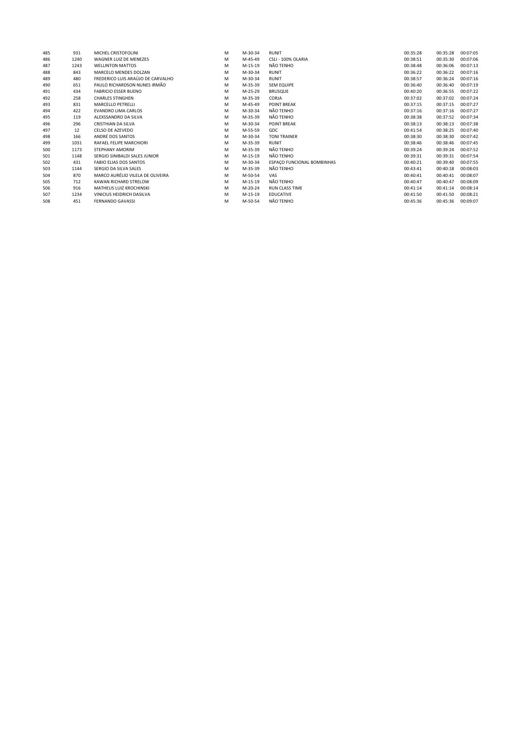| | | | | | | | | |
|---|---|---|---|---|---|---|---|---|
| 485 | 931 | MICHEL CRISTOFOLINI | M | M-30-34 | RUNIT | 00:35:28 | 00:35:28 | 00:07:05 |
| 486 | 1240 | WAGNER LUIZ DE MENEZES | M | M-45-49 | CSLI - 100% OLARIA | 00:38:51 | 00:35:30 | 00:07:06 |
| 487 | 1243 | WELLINTON MATTOS | M | M-15-19 | NÃO TENHO | 00:38:48 | 00:36:06 | 00:07:13 |
| 488 | 843 | MARCELO MENDES DOLZAN | M | M-30-34 | RUNIT | 00:36:22 | 00:36:22 | 00:07:16 |
| 489 | 480 | FREDERICO LUIS ARAÚJO DE CARVALHO | M | M-30-34 | RUNIT | 00:38:57 | 00:36:24 | 00:07:16 |
| 490 | 651 | PAULO RICHARDSON NUNES IRMÃO | M | M-35-39 | SEM EQUIPE | 00:36:40 | 00:36:40 | 00:07:19 |
| 491 | 434 | FABRICIO ESSER BUENO | M | M-25-29 | BRUSQUE | 00:40:20 | 00:36:55 | 00:07:22 |
| 492 | 258 | CHARLES STINGHEN | M | M-35-39 | CORJA | 00:37:02 | 00:37:02 | 00:07:24 |
| 493 | 831 | MARCELLO PETRELLI | M | M-45-49 | POINT BREAK | 00:37:15 | 00:37:15 | 00:07:27 |
| 494 | 422 | EVANDRO LIMA CARLOS | M | M-30-34 | NÃO TENHO | 00:37:16 | 00:37:16 | 00:07:27 |
| 495 | 119 | ALEXSSANDRO DA SILVA | M | M-35-39 | NÃO TENHO | 00:38:38 | 00:37:52 | 00:07:34 |
| 496 | 296 | CRISTHIAN DA SILVA | M | M-30-34 | POINT BREAK | 00:38:13 | 00:38:13 | 00:07:38 |
| 497 | 12 | CELSO DE AZEVEDO | M | M-55-59 | GDC | 00:41:54 | 00:38:25 | 00:07:40 |
| 498 | 166 | ANDRÉ DOS SANTOS | M | M-30-34 | TONI TRAINER | 00:38:30 | 00:38:30 | 00:07:42 |
| 499 | 1031 | RAFAEL FELIPE MARCHIORI | M | M-35-39 | RUNIT | 00:38:46 | 00:38:46 | 00:07:45 |
| 500 | 1173 | STEPHANY AMORIM | M | M-35-39 | NÃO TENHO | 00:39:24 | 00:39:24 | 00:07:52 |
| 501 | 1148 | SERGIO SINIBALDI SALES JUNIOR | M | M-15-19 | NÃO TENHO | 00:39:31 | 00:39:31 | 00:07:54 |
| 502 | 431 | FABIO ELIAS DOS SANTOS | M | M-30-34 | ESPAÇO FUNCIONAL BOMBINHAS | 00:40:21 | 00:39:40 | 00:07:55 |
| 503 | 1144 | SERGIO DA SILVA SALES | M | M-35-39 | NÃO TENHO | 00:43:41 | 00:40:18 | 00:08:03 |
| 504 | 870 | MARCO AURÉLIO VILELA DE OLIVEIRA | M | M-50-54 | VAS | 00:40:41 | 00:40:41 | 00:08:07 |
| 505 | 712 | KAWAN RICHARD STRELOW | M | M-15-19 | NÃO TENHO | 00:40:47 | 00:40:47 | 00:08:09 |
| 506 | 916 | MATHEUS LUIZ KROCHINSKI | M | M-20-24 | RUN CLASS TIME | 00:41:14 | 00:41:14 | 00:08:14 |
| 507 | 1234 | VINICIUS HEIDRICH DASILVA | M | M-15-19 | EDUCATIVE | 00:41:50 | 00:41:50 | 00:08:21 |
| 508 | 451 | FERNANDO GAVASSI | M | M-50-54 | NÃO TENHO | 00:45:36 | 00:45:36 | 00:09:07 |